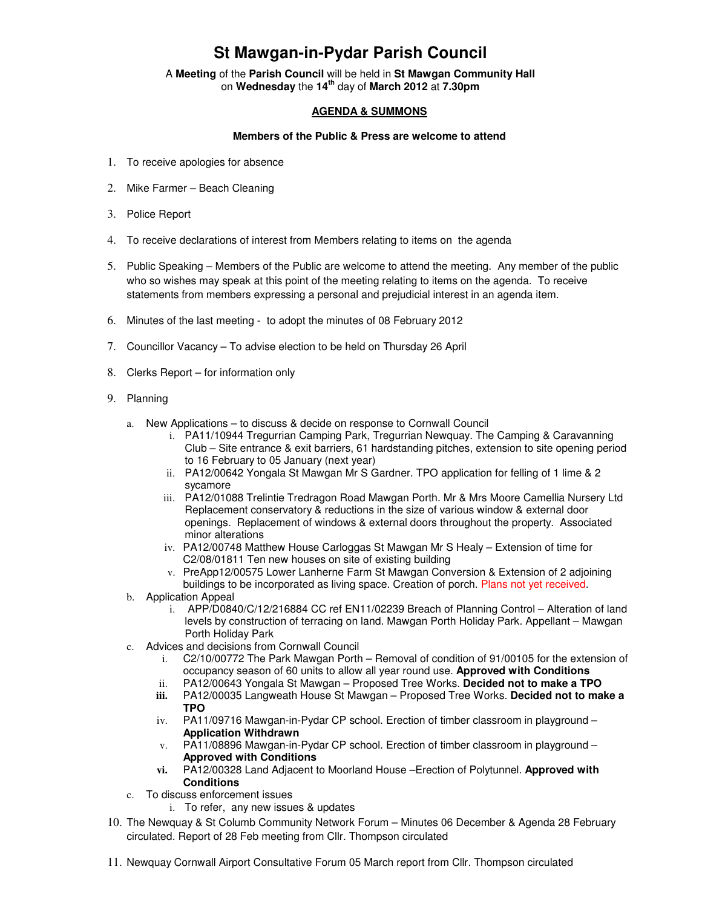# St Mawgan-in-Pydar Parish Council

A **Meeting** of the **Parish Council** will be held in **St Mawgan Community Hall** on **Wednesday** the **14th** day of **March 2012** at **7.30pm**

**AGENDA & SUMMONS**

**Members of the Public & Press are welcome to attend**

1. To receive apologies for absence
2. Mike Farmer – Beach Cleaning
3. Police Report
4. To receive declarations of interest from Members relating to items on the agenda
5. Public Speaking – Members of the Public are welcome to attend the meeting. Any member of the public who so wishes may speak at this point of the meeting relating to items on the agenda. To receive statements from members expressing a personal and prejudicial interest in an agenda item.
6. Minutes of the last meeting - to adopt the minutes of 08 February 2012
7. Councillor Vacancy – To advise election to be held on Thursday 26 April
8. Clerks Report – for information only
9. Planning
   a. New Applications – to discuss & decide on response to Cornwall Council
      i. PA11/10944 Tregurrian Camping Park, Tregurrian Newquay. The Camping & Caravanning Club – Site entrance & exit barriers, 61 hardstanding pitches, extension to site opening period to 16 February to 05 January (next year)
      ii. PA12/00642 Yongala St Mawgan Mr S Gardner. TPO application for felling of 1 lime & 2 sycamore
      iii. PA12/01088 Trelintie Tredragon Road Mawgan Porth. Mr & Mrs Moore Camellia Nursery Ltd Replacement conservatory & reductions in the size of various window & external door openings. Replacement of windows & external doors throughout the property. Associated minor alterations
      iv. PA12/00748 Matthew House Carloggas St Mawgan Mr S Healy – Extension of time for C2/08/01811 Ten new houses on site of existing building
      v. PreApp12/00575 Lower Lanherne Farm St Mawgan Conversion & Extension of 2 adjoining buildings to be incorporated as living space. Creation of porch. Plans not yet received.
   b. Application Appeal
      i. APP/D0840/C/12/216884 CC ref EN11/02239 Breach of Planning Control – Alteration of land levels by construction of terracing on land. Mawgan Porth Holiday Park. Appellant – Mawgan Porth Holiday Park
   c. Advices and decisions from Cornwall Council
      i. C2/10/00772 The Park Mawgan Porth – Removal of condition of 91/00105 for the extension of occupancy season of 60 units to allow all year round use. **Approved with Conditions**
      ii. PA12/00643 Yongala St Mawgan – Proposed Tree Works. **Decided not to make a TPO**
      iii. PA12/00035 Langweath House St Mawgan – Proposed Tree Works. **Decided not to make a TPO**
      iv. PA11/09716 Mawgan-in-Pydar CP school. Erection of timber classroom in playground – **Application Withdrawn**
      v. PA11/08896 Mawgan-in-Pydar CP school. Erection of timber classroom in playground – **Approved with Conditions**
      vi. PA12/00328 Land Adjacent to Moorland House –Erection of Polytunnel. **Approved with Conditions**
   c. To discuss enforcement issues
      i. To refer, any new issues & updates
10. The Newquay & St Columb Community Network Forum – Minutes 06 December & Agenda 28 February circulated. Report of 28 Feb meeting from Cllr. Thompson circulated
11. Newquay Cornwall Airport Consultative Forum 05 March report from Cllr. Thompson circulated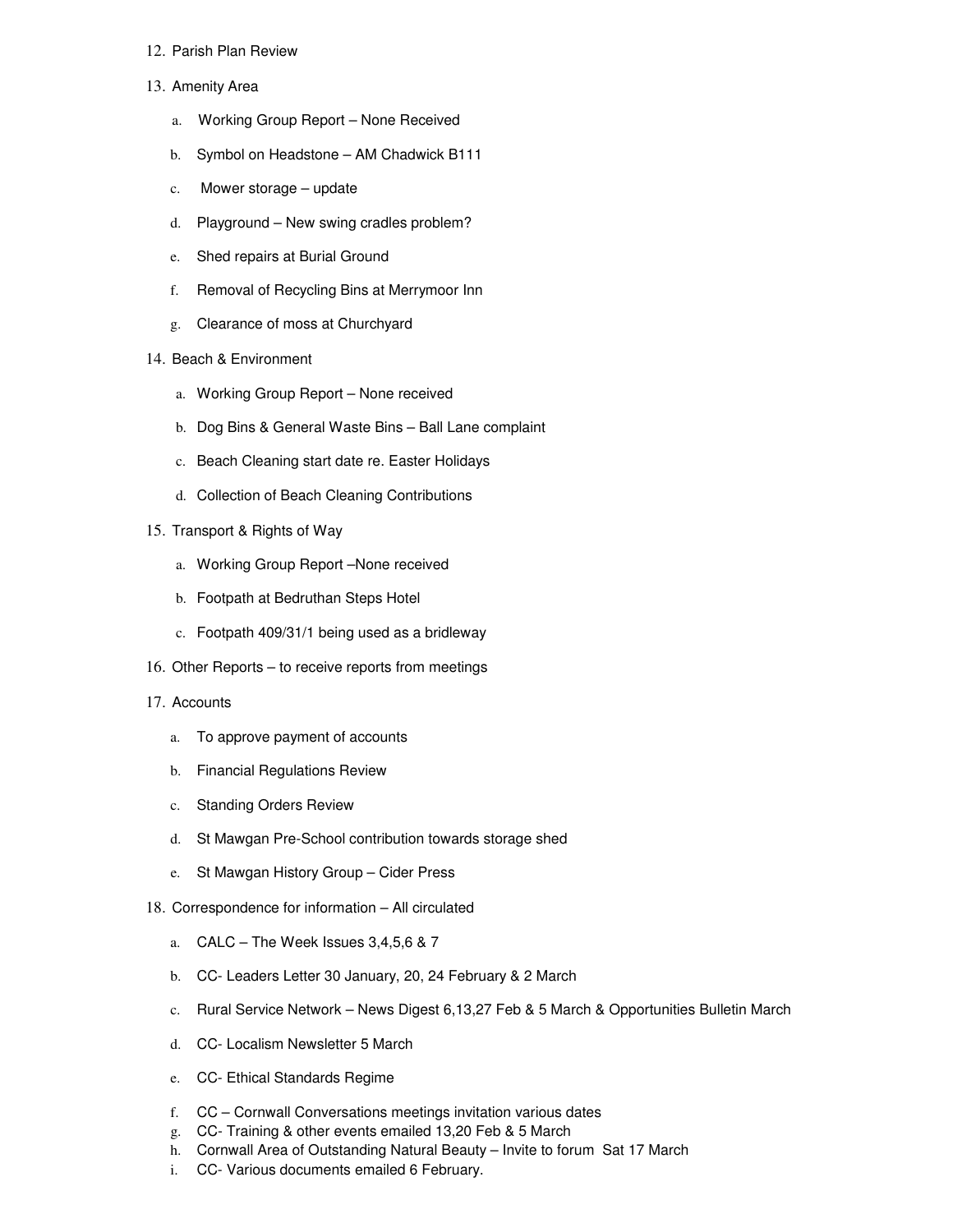12. Parish Plan Review
13. Amenity Area
    a. Working Group Report – None Received
    b. Symbol on Headstone – AM Chadwick B111
    c. Mower storage – update
    d. Playground – New swing cradles problem?
    e. Shed repairs at Burial Ground
    f. Removal of Recycling Bins at Merrymoor Inn
    g. Clearance of moss at Churchyard
14. Beach & Environment
    a. Working Group Report – None received
    b. Dog Bins & General Waste Bins – Ball Lane complaint
    c. Beach Cleaning start date re. Easter Holidays
    d. Collection of Beach Cleaning Contributions
15. Transport & Rights of Way
    a. Working Group Report –None received
    b. Footpath at Bedruthan Steps Hotel
    c. Footpath 409/31/1 being used as a bridleway
16. Other Reports – to receive reports from meetings
17. Accounts
    a. To approve payment of accounts
    b. Financial Regulations Review
    c. Standing Orders Review
    d. St Mawgan Pre-School contribution towards storage shed
    e. St Mawgan History Group – Cider Press
18. Correspondence for information – All circulated
    a. CALC – The Week Issues 3,4,5,6 & 7
    b. CC- Leaders Letter 30 January, 20, 24 February & 2 March
    c. Rural Service Network – News Digest 6,13,27 Feb & 5 March & Opportunities Bulletin March
    d. CC- Localism Newsletter 5 March
    e. CC- Ethical Standards Regime
    f. CC – Cornwall Conversations meetings invitation various dates
    g. CC- Training & other events emailed 13,20 Feb & 5 March
    h. Cornwall Area of Outstanding Natural Beauty – Invite to forum Sat 17 March
    i. CC- Various documents emailed 6 February.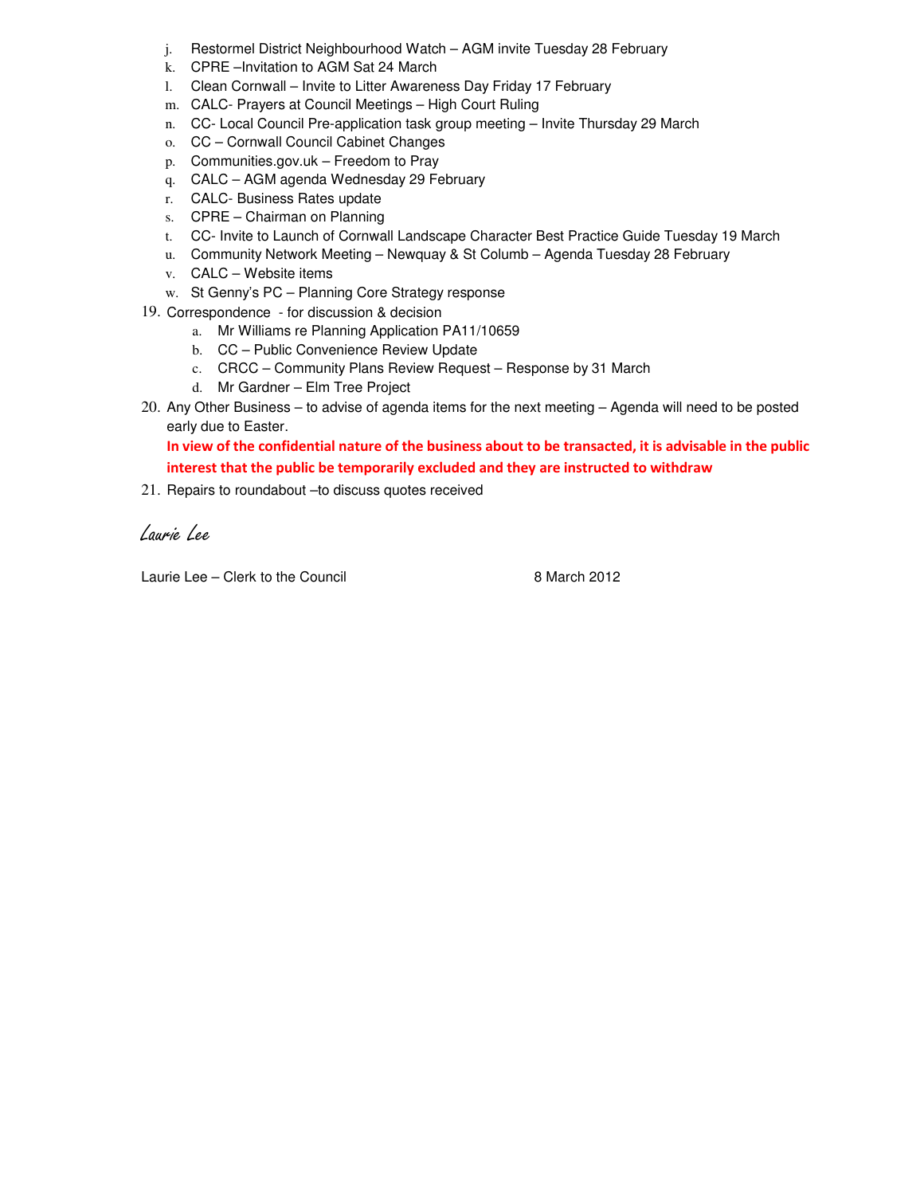j. Restormel District Neighbourhood Watch – AGM invite Tuesday 28 February
k. CPRE –Invitation to AGM Sat 24 March
l. Clean Cornwall – Invite to Litter Awareness Day Friday 17 February
m. CALC- Prayers at Council Meetings – High Court Ruling
n. CC- Local Council Pre-application task group meeting – Invite Thursday 29 March
o. CC – Cornwall Council Cabinet Changes
p. Communities.gov.uk – Freedom to Pray
q. CALC – AGM agenda Wednesday 29 February
r. CALC- Business Rates update
s. CPRE – Chairman on Planning
t. CC- Invite to Launch of Cornwall Landscape Character Best Practice Guide Tuesday 19 March
u. Community Network Meeting – Newquay & St Columb – Agenda Tuesday 28 February
v. CALC – Website items
w. St Genny's PC – Planning Core Strategy response

19. Correspondence - for discussion & decision
    a. Mr Williams re Planning Application PA11/10659
    b. CC – Public Convenience Review Update
    c. CRCC – Community Plans Review Request – Response by 31 March
    d. Mr Gardner – Elm Tree Project
20. Any Other Business – to advise of agenda items for the next meeting – Agenda will need to be posted early due to Easter.

    **In view of the confidential nature of the business about to be transacted, it is advisable in the public interest that the public be temporarily excluded and they are instructed to withdraw**
21. Repairs to roundabout –to discuss quotes received

*Laurie Lee*

Laurie Lee – Clerk to the Council 8 March 2012